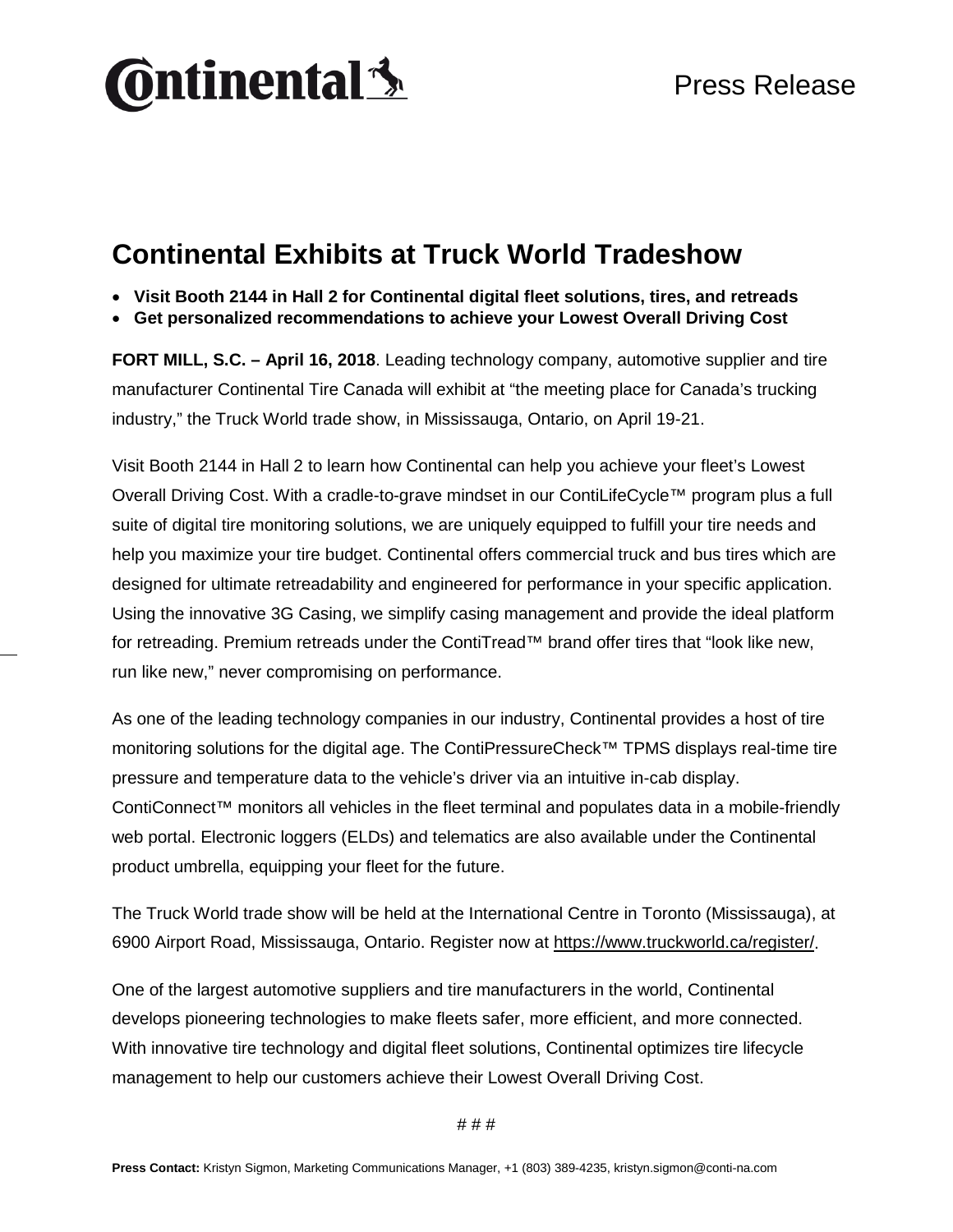Continental

Press Release

# Continental Exhibits at Truck World Tradeshow

- **Visit Booth 2144 in Hall 2 for Continental digital fleet solutions, tires, and retreads**
- **Get personalized recommendations to achieve your Lowest Overall Driving Cost**

**FORT MILL, S.C. – April 16, 2018**. Leading technology company, automotive supplier and tire manufacturer Continental Tire Canada will exhibit at "the meeting place for Canada's trucking industry," the Truck World trade show, in Mississauga, Ontario, on April 19-21.

Visit Booth 2144 in Hall 2 to learn how Continental can help you achieve your fleet's Lowest Overall Driving Cost. With a cradle-to-grave mindset in our ContiLifeCycle™ program plus a full suite of digital tire monitoring solutions, we are uniquely equipped to fulfill your tire needs and help you maximize your tire budget. Continental offers commercial truck and bus tires which are designed for ultimate retreadability and engineered for performance in your specific application. Using the innovative 3G Casing, we simplify casing management and provide the ideal platform for retreading. Premium retreads under the ContiTread™ brand offer tires that "look like new, run like new," never compromising on performance.

As one of the leading technology companies in our industry, Continental provides a host of tire monitoring solutions for the digital age. The ContiPressureCheck™ TPMS displays real-time tire pressure and temperature data to the vehicle's driver via an intuitive in-cab display. ContiConnect™ monitors all vehicles in the fleet terminal and populates data in a mobile-friendly web portal. Electronic loggers (ELDs) and telematics are also available under the Continental product umbrella, equipping your fleet for the future.

The Truck World trade show will be held at the International Centre in Toronto (Mississauga), at 6900 Airport Road, Mississauga, Ontario. Register now at https://www.truckworld.ca/register/.

One of the largest automotive suppliers and tire manufacturers in the world, Continental develops pioneering technologies to make fleets safer, more efficient, and more connected. With innovative tire technology and digital fleet solutions, Continental optimizes tire lifecycle management to help our customers achieve their Lowest Overall Driving Cost.

# # #

**Press Contact:** Kristyn Sigmon, Marketing Communications Manager, +1 (803) 389-4235, kristyn.sigmon@conti-na.com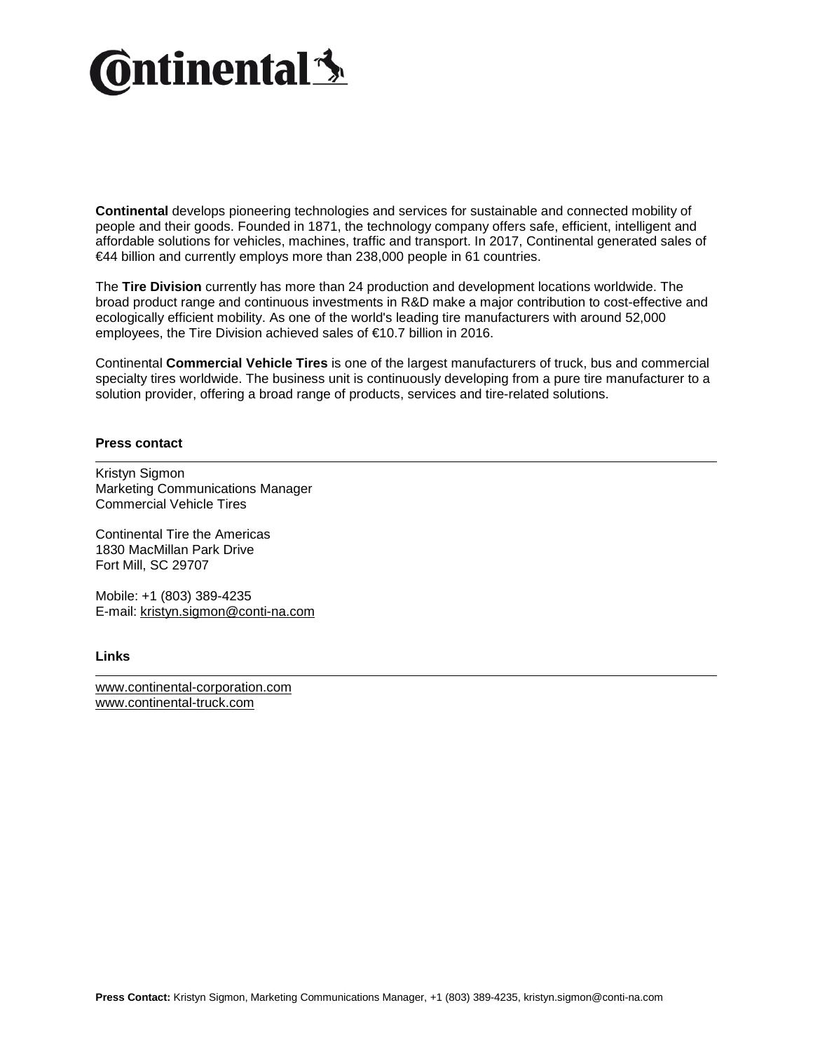**Continental** develops pioneering technologies and services for sustainable and connected mobility of people and their goods. Founded in 1871, the technology company offers safe, efficient, intelligent and affordable solutions for vehicles, machines, traffic and transport. In 2017, Continental generated sales of €44 billion and currently employs more than 238,000 people in 61 countries.

The **Tire Division** currently has more than 24 production and development locations worldwide. The broad product range and continuous investments in R&D make a major contribution to cost-effective and ecologically efficient mobility. As one of the world's leading tire manufacturers with around 52,000 employees, the Tire Division achieved sales of €10.7 billion in 2016.

Continental **Commercial Vehicle Tires** is one of the largest manufacturers of truck, bus and commercial specialty tires worldwide. The business unit is continuously developing from a pure tire manufacturer to a solution provider, offering a broad range of products, services and tire-related solutions.

**Press contact**

Kristyn Sigmon
Marketing Communications Manager
Commercial Vehicle Tires

Continental Tire the Americas
1830 MacMillan Park Drive
Fort Mill, SC 29707

Mobile: +1 (803) 389-4235
E-mail: kristyn.sigmon@conti-na.com

**Links**

www.continental-corporation.com
www.continental-truck.com